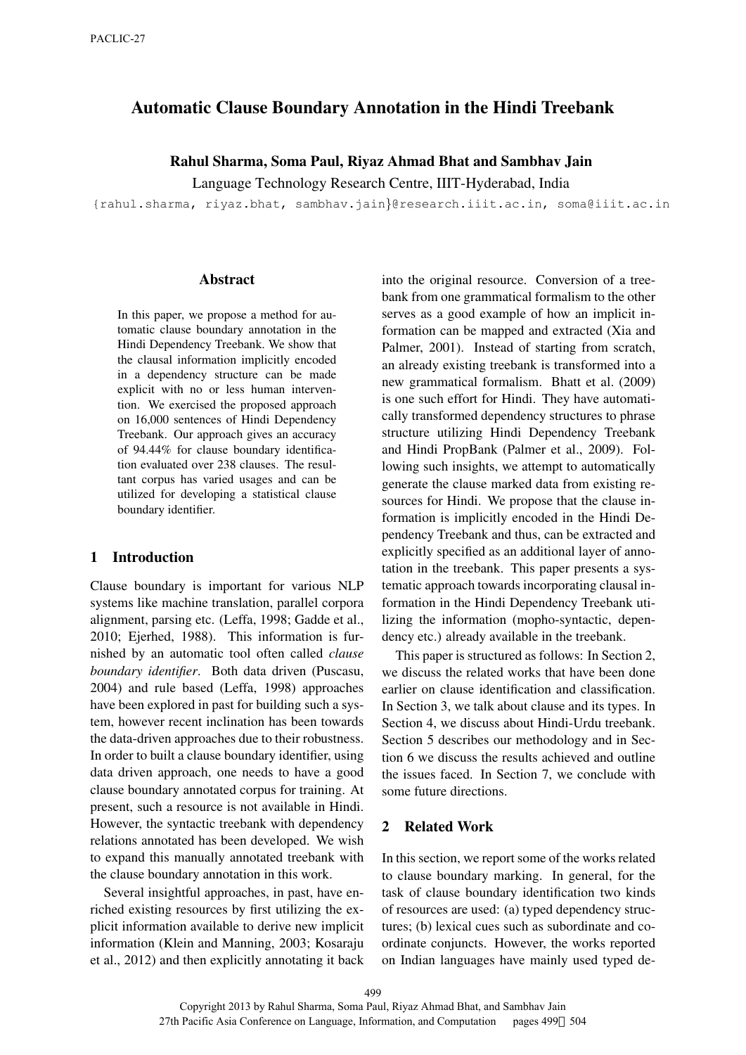# Automatic Clause Boundary Annotation in the Hindi Treebank

**Rahul Sharma, Soma Paul, Riyaz Ahmad Bhat and Sambhav Jain**

Language Technology Research Centre, IIIT-Hyderabad, India

{rahul.sharma, riyaz.bhat, sambhav.jain}@research.iiit.ac.in, soma@iiit.ac.in

## Abstract

In this paper, we propose a method for automatic clause boundary annotation in the Hindi Dependency Treebank. We show that the clausal information implicitly encoded in a dependency structure can be made explicit with no or less human intervention. We exercised the proposed approach on 16,000 sentences of Hindi Dependency Treebank. Our approach gives an accuracy of 94.44% for clause boundary identification evaluated over 238 clauses. The resultant corpus has varied usages and can be utilized for developing a statistical clause boundary identifier.

## 1 Introduction

Clause boundary is important for various NLP systems like machine translation, parallel corpora alignment, parsing etc. (Leffa, 1998; Gadde et al., 2010; Ejerhed, 1988). This information is furnished by an automatic tool often called *clause boundary identifier*. Both data driven (Puscasu, 2004) and rule based (Leffa, 1998) approaches have been explored in past for building such a system, however recent inclination has been towards the data-driven approaches due to their robustness. In order to built a clause boundary identifier, using data driven approach, one needs to have a good clause boundary annotated corpus for training. At present, such a resource is not available in Hindi. However, the syntactic treebank with dependency relations annotated has been developed. We wish to expand this manually annotated treebank with the clause boundary annotation in this work.

Several insightful approaches, in past, have enriched existing resources by first utilizing the explicit information available to derive new implicit information (Klein and Manning, 2003; Kosaraju et al., 2012) and then explicitly annotating it back into the original resource. Conversion of a treebank from one grammatical formalism to the other serves as a good example of how an implicit information can be mapped and extracted (Xia and Palmer, 2001). Instead of starting from scratch, an already existing treebank is transformed into a new grammatical formalism. Bhatt et al. (2009) is one such effort for Hindi. They have automatically transformed dependency structures to phrase structure utilizing Hindi Dependency Treebank and Hindi PropBank (Palmer et al., 2009). Following such insights, we attempt to automatically generate the clause marked data from existing resources for Hindi. We propose that the clause information is implicitly encoded in the Hindi Dependency Treebank and thus, can be extracted and explicitly specified as an additional layer of annotation in the treebank. This paper presents a systematic approach towards incorporating clausal information in the Hindi Dependency Treebank utilizing the information (mopho-syntactic, dependency etc.) already available in the treebank.

This paper is structured as follows: In Section 2, we discuss the related works that have been done earlier on clause identification and classification. In Section 3, we talk about clause and its types. In Section 4, we discuss about Hindi-Urdu treebank. Section 5 describes our methodology and in Section 6 we discuss the results achieved and outline the issues faced. In Section 7, we conclude with some future directions.

## 2 Related Work

In this section, we report some of the works related to clause boundary marking. In general, for the task of clause boundary identification two kinds of resources are used: (a) typed dependency structures; (b) lexical cues such as subordinate and coordinate conjuncts. However, the works reported on Indian languages have mainly used typed de-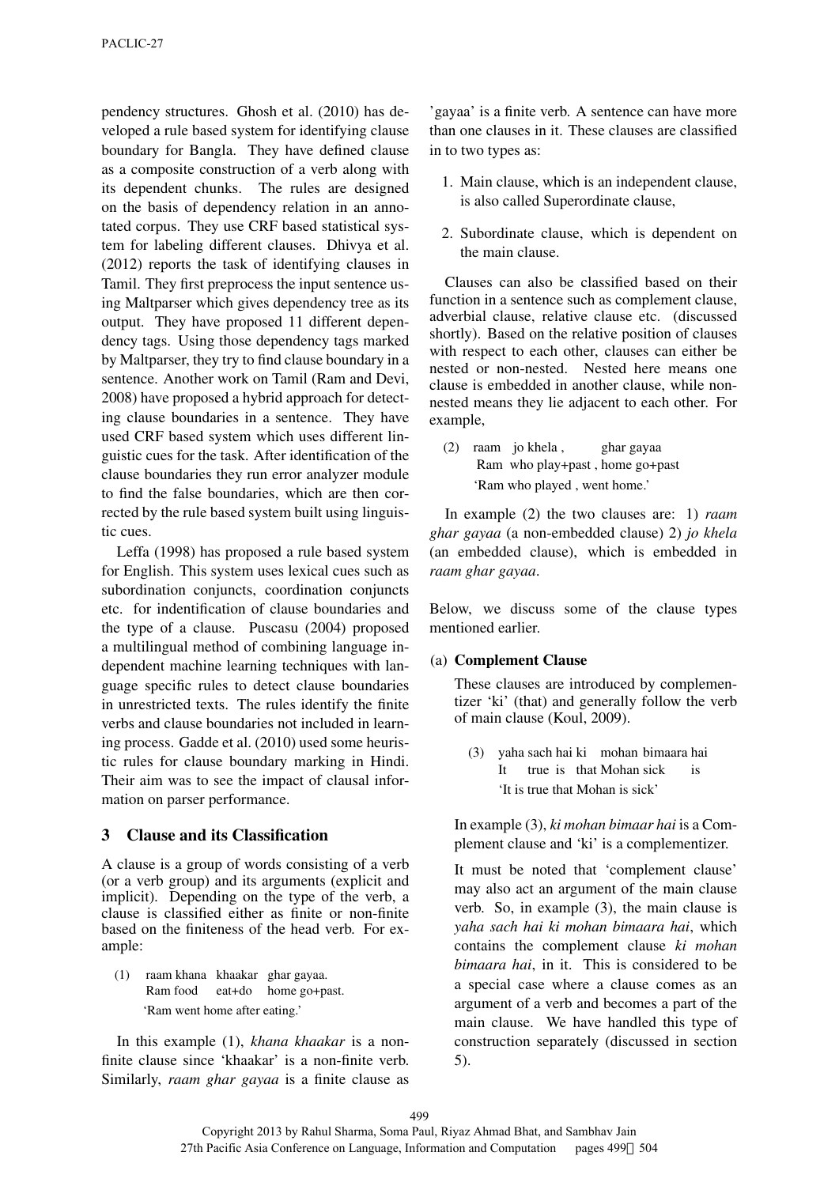pendency structures. Ghosh et al. (2010) has developed a rule based system for identifying clause boundary for Bangla. They have defined clause as a composite construction of a verb along with its dependent chunks. The rules are designed on the basis of dependency relation in an annotated corpus. They use CRF based statistical system for labeling different clauses. Dhivya et al. (2012) reports the task of identifying clauses in Tamil. They first preprocess the input sentence using Maltparser which gives dependency tree as its output. They have proposed 11 different dependency tags. Using those dependency tags marked by Maltparser, they try to find clause boundary in a sentence. Another work on Tamil (Ram and Devi, 2008) have proposed a hybrid approach for detecting clause boundaries in a sentence. They have used CRF based system which uses different linguistic cues for the task. After identification of the clause boundaries they run error analyzer module to find the false boundaries, which are then corrected by the rule based system built using linguistic cues.

Leffa (1998) has proposed a rule based system for English. This system uses lexical cues such as subordination conjuncts, coordination conjuncts etc. for indentification of clause boundaries and the type of a clause. Puscasu (2004) proposed a multilingual method of combining language independent machine learning techniques with language specific rules to detect clause boundaries in unrestricted texts. The rules identify the finite verbs and clause boundaries not included in learning process. Gadde et al. (2010) used some heuristic rules for clause boundary marking in Hindi. Their aim was to see the impact of clausal information on parser performance.

## 3 Clause and its Classification

A clause is a group of words consisting of a verb (or a verb group) and its arguments (explicit and implicit). Depending on the type of the verb, a clause is classified either as finite or non-finite based on the finiteness of the head verb. For example:

(1) raam khana khaakar ghar gayaa.
Ram food eat+do home go+past.
'Ram went home after eating.'

In this example (1), *khana khaakar* is a non-finite clause since 'khaakar' is a non-finite verb. Similarly, *raam ghar gayaa* is a finite clause as 'gayaa' is a finite verb. A sentence can have more than one clauses in it. These clauses are classified in to two types as:

1. Main clause, which is an independent clause, is also called Superordinate clause,
2. Subordinate clause, which is dependent on the main clause.

Clauses can also be classified based on their function in a sentence such as complement clause, adverbial clause, relative clause etc. (discussed shortly). Based on the relative position of clauses with respect to each other, clauses can either be nested or non-nested. Nested here means one clause is embedded in another clause, while non-nested means they lie adjacent to each other. For example,

(2) raam jo khela , ghar gayaa
Ram who play+past , home go+past
'Ram who played , went home.'

In example (2) the two clauses are: 1) *raam ghar gayaa* (a non-embedded clause) 2) *jo khela* (an embedded clause), which is embedded in *raam ghar gayaa*.

Below, we discuss some of the clause types mentioned earlier.

(a) **Complement Clause**

These clauses are introduced by complementizer 'ki' (that) and generally follow the verb of main clause (Koul, 2009).

(3) yaha sach hai ki mohan bimaara hai
It true is that Mohan sick is
'It is true that Mohan is sick'

In example (3), *ki mohan bimaar hai* is a Complement clause and 'ki' is a complementizer.

It must be noted that 'complement clause' may also act an argument of the main clause verb. So, in example (3), the main clause is *yaha sach hai ki mohan bimaara hai*, which contains the complement clause *ki mohan bimaara hai*, in it. This is considered to be a special case where a clause comes as an argument of a verb and becomes a part of the main clause. We have handled this type of construction separately (discussed in section 5).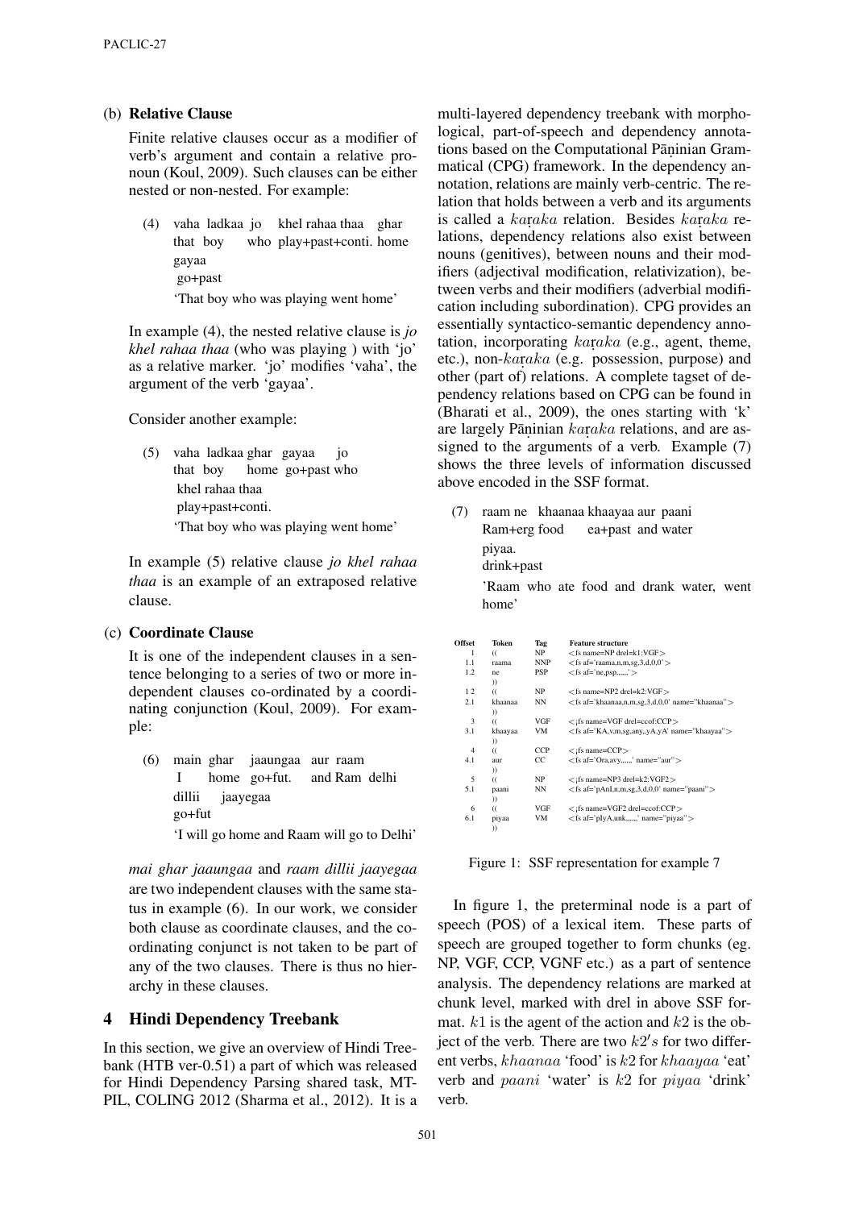(b) **Relative Clause**

Finite relative clauses occur as a modifier of verb's argument and contain a relative pronoun (Koul, 2009). Such clauses can be either nested or non-nested. For example:

(4) vaha ladkaa jo khel rahaa thaa ghar
that boy who play+past+conti. home
gayaa
go+past
'That boy who was playing went home'

In example (4), the nested relative clause is *jo khel rahaa thaa* (who was playing ) with 'jo' as a relative marker. 'jo' modifies 'vaha', the argument of the verb 'gayaa'.

Consider another example:

(5) vaha ladkaa ghar gayaa jo
that boy home go+past who
khel rahaa thaa
play+past+conti.
'That boy who was playing went home'

In example (5) relative clause *jo khel rahaa thaa* is an example of an extraposed relative clause.

(c) **Coordinate Clause**

It is one of the independent clauses in a sentence belonging to a series of two or more independent clauses co-ordinated by a coordinating conjunction (Koul, 2009). For example:

(6) main ghar jaaungaa aur raam
I home go+fut. and Ram delhi
dillii jaayegaa
go+fut
'I will go home and Raam will go to Delhi'

*mai ghar jaaungaa* and *raam dillii jaayegaa* are two independent clauses with the same status in example (6). In our work, we consider both clause as coordinate clauses, and the coordinating conjunct is not taken to be part of any of the two clauses. There is thus no hierarchy in these clauses.

## 4 Hindi Dependency Treebank

In this section, we give an overview of Hindi Treebank (HTB ver-0.51) a part of which was released for Hindi Dependency Parsing shared task, MTPIL, COLING 2012 (Sharma et al., 2012). It is a multi-layered dependency treebank with morphological, part-of-speech and dependency annotations based on the Computational Pāṇinian Grammatical (CPG) framework. In the dependency annotation, relations are mainly verb-centric. The relation that holds between a verb and its arguments is called a $kar\d{a}ka$ relation. Besides $kar\d{a}ka$ relations, dependency relations also exist between nouns (genitives), between nouns and their modifiers (adjectival modification, relativization), between verbs and their modifiers (adverbial modification including subordination). CPG provides an essentially syntactico-semantic dependency annotation, incorporating $kar\d{a}ka$ (e.g., agent, theme, etc.), non-$kar\d{a}ka$ (e.g. possession, purpose) and other (part of) relations. A complete tagset of dependency relations based on CPG can be found in (Bharati et al., 2009), the ones starting with 'k' are largely Pāṇinian $kar\d{a}ka$ relations, and are assigned to the arguments of a verb. Example (7) shows the three levels of information discussed above encoded in the SSF format.

(7) raam ne khaanaa khaayaa aur paani
Ram+erg food ea+past and water
piyaa.
drink+past
'Raam who ate food and drank water, went home'

| Offset | Token | Tag | Feature structure |
|---|---|---|---|
| 1 | (( | NP | <fs name=NP drel=k1:VGF> |
| 1.1 | raama | NNP | <fs af='raama,n,m,sg,3,d,0,0'> |
| 1.2 | ne | PSP | <fs af='ne,psp,,,,,,'> |
| | )) | | |
| 1 2 | (( | NP | <fs name=NP2 drel=k2:VGF> |
| 2.1 | khaanaa | NN | <fs af='khaanaa,n,m,sg,3,d,0,0' name="khaanaa"> |
| | )) | | |
| 3 | (( | VGF | <¡fs name=VGF drel=ccof:CCP> |
| 3.1 | khaayaa | VM | <fs af='KA,v,m,sg,any,,yA,yA' name="khaayaa"> |
| | )) | | |
| 4 | (( | CCP | <¡fs name=CCP> |
| 4.1 | aur | CC | <fs af='Ora,avy,,,,,,' name="aur"> |
| | )) | | |
| 5 | (( | NP | <¡fs name=NP3 drel=k2:VGF2> |
| 5.1 | paani | NN | <fs af='pAnI,n,m,sg,3,d,0,0' name="paani"> |
| | )) | | |
| 6 | (( | VGF | <¡fs name=VGF2 drel=ccof:CCP> |
| 6.1 | piyaa | VM | <fs af='pIyA,unk,,,,,,' name="piyaa"> |
| | )) | | |

Figure 1: SSF representation for example 7

In figure 1, the preterminal node is a part of speech (POS) of a lexical item. These parts of speech are grouped together to form chunks (eg. NP, VGF, CCP, VGNF etc.) as a part of sentence analysis. The dependency relations are marked at chunk level, marked with drel in above SSF format. $k1$ is the agent of the action and $k2$ is the object of the verb. There are two $k2's$ for two different verbs, $khaanaa$ 'food' is $k2$ for $khaayaa$ 'eat' verb and $paani$ 'water' is $k2$ for $piyaa$ 'drink' verb.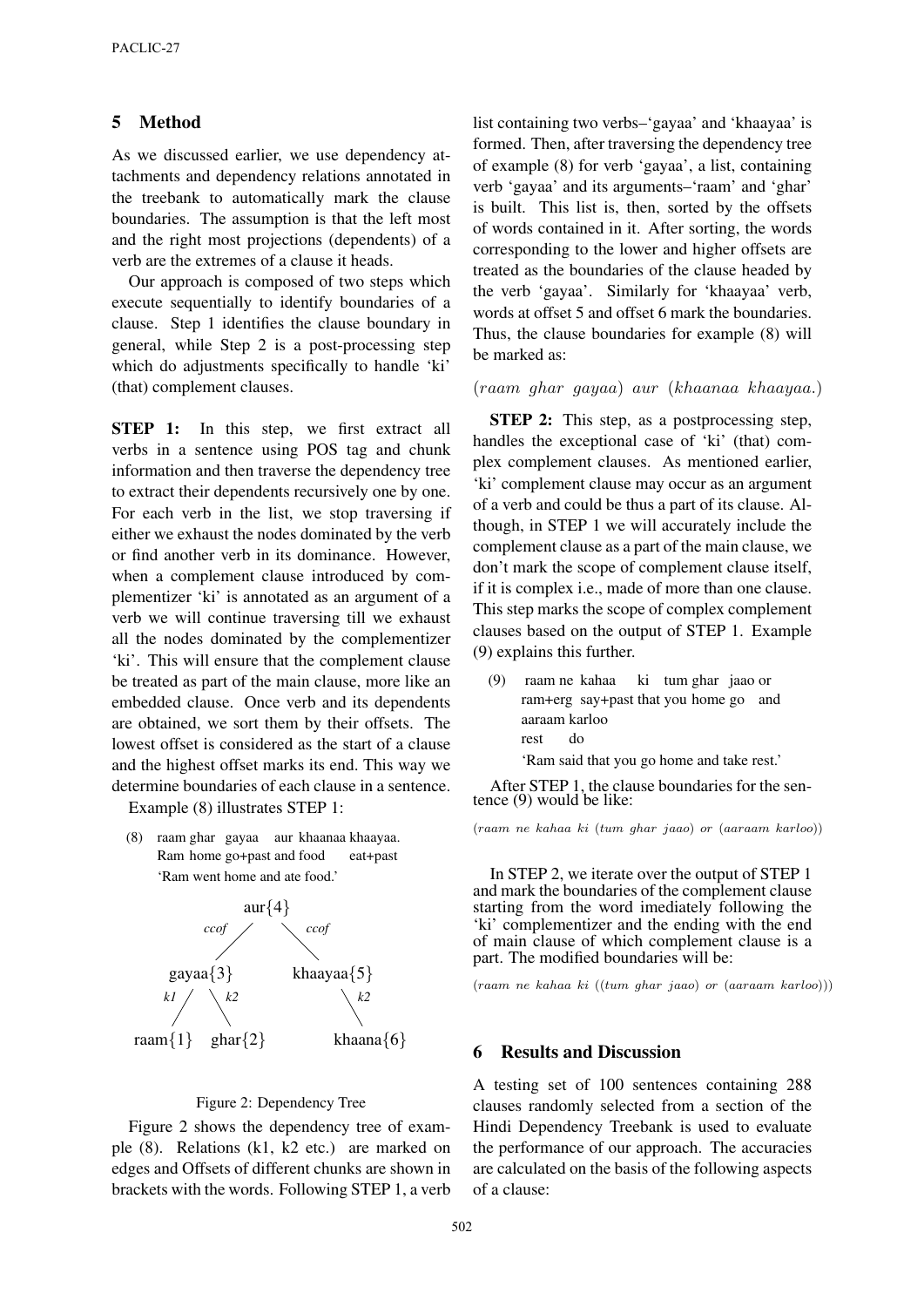## 5 Method

As we discussed earlier, we use dependency attachments and dependency relations annotated in the treebank to automatically mark the clause boundaries. The assumption is that the left most and the right most projections (dependents) of a verb are the extremes of a clause it heads.

Our approach is composed of two steps which execute sequentially to identify boundaries of a clause. Step 1 identifies the clause boundary in general, while Step 2 is a post-processing step which do adjustments specifically to handle 'ki' (that) complement clauses.

**STEP 1:** In this step, we first extract all verbs in a sentence using POS tag and chunk information and then traverse the dependency tree to extract their dependents recursively one by one. For each verb in the list, we stop traversing if either we exhaust the nodes dominated by the verb or find another verb in its dominance. However, when a complement clause introduced by complementizer 'ki' is annotated as an argument of a verb we will continue traversing till we exhaust all the nodes dominated by the complementizer 'ki'. This will ensure that the complement clause be treated as part of the main clause, more like an embedded clause. Once verb and its dependents are obtained, we sort them by their offsets. The lowest offset is considered as the start of a clause and the highest offset marks its end. This way we determine boundaries of each clause in a sentence.

Example (8) illustrates STEP 1:

(8) raam ghar gayaa aur khaanaa khaayaa.
Ram home go+past and food eat+past
'Ram went home and ate food.'

```
              aur{4}
        ccof /      \ ccof
     gayaa{3}        khaayaa{5}
   k1 /   \ k2             \ k2
raam{1}  ghar{2}          khaana{6}
```

Figure 2: Dependency Tree

Figure 2 shows the dependency tree of example (8). Relations (k1, k2 etc.) are marked on edges and Offsets of different chunks are shown in brackets with the words. Following STEP 1, a verb list containing two verbs–'gayaa' and 'khaayaa' is formed. Then, after traversing the dependency tree of example (8) for verb 'gayaa', a list, containing verb 'gayaa' and its arguments–'raam' and 'ghar' is built. This list is, then, sorted by the offsets of words contained in it. After sorting, the words corresponding to the lower and higher offsets are treated as the boundaries of the clause headed by the verb 'gayaa'. Similarly for 'khaayaa' verb, words at offset 5 and offset 6 mark the boundaries. Thus, the clause boundaries for example (8) will be marked as:

*(raam ghar gayaa) aur (khaanaa khaayaa.)*

**STEP 2:** This step, as a postprocessing step, handles the exceptional case of 'ki' (that) complex complement clauses. As mentioned earlier, 'ki' complement clause may occur as an argument of a verb and could be thus a part of its clause. Although, in STEP 1 we will accurately include the complement clause as a part of the main clause, we don't mark the scope of complement clause itself, if it is complex i.e., made of more than one clause. This step marks the scope of complex complement clauses based on the output of STEP 1. Example (9) explains this further.

(9) raam ne kahaa ki tum ghar jaao or aaraam karloo
ram+erg say+past that you home go and rest do
'Ram said that you go home and take rest.'

After STEP 1, the clause boundaries for the sentence (9) would be like:

*(raam ne kahaa ki (tum ghar jaao) or (aaraam karloo))*

In STEP 2, we iterate over the output of STEP 1 and mark the boundaries of the complement clause starting from the word imediately following the 'ki' complementizer and the ending with the end of main clause of which complement clause is a part. The modified boundaries will be:

*(raam ne kahaa ki ((tum ghar jaao) or (aaraam karloo)))*

## 6 Results and Discussion

A testing set of 100 sentences containing 288 clauses randomly selected from a section of the Hindi Dependency Treebank is used to evaluate the performance of our approach. The accuracies are calculated on the basis of the following aspects of a clause: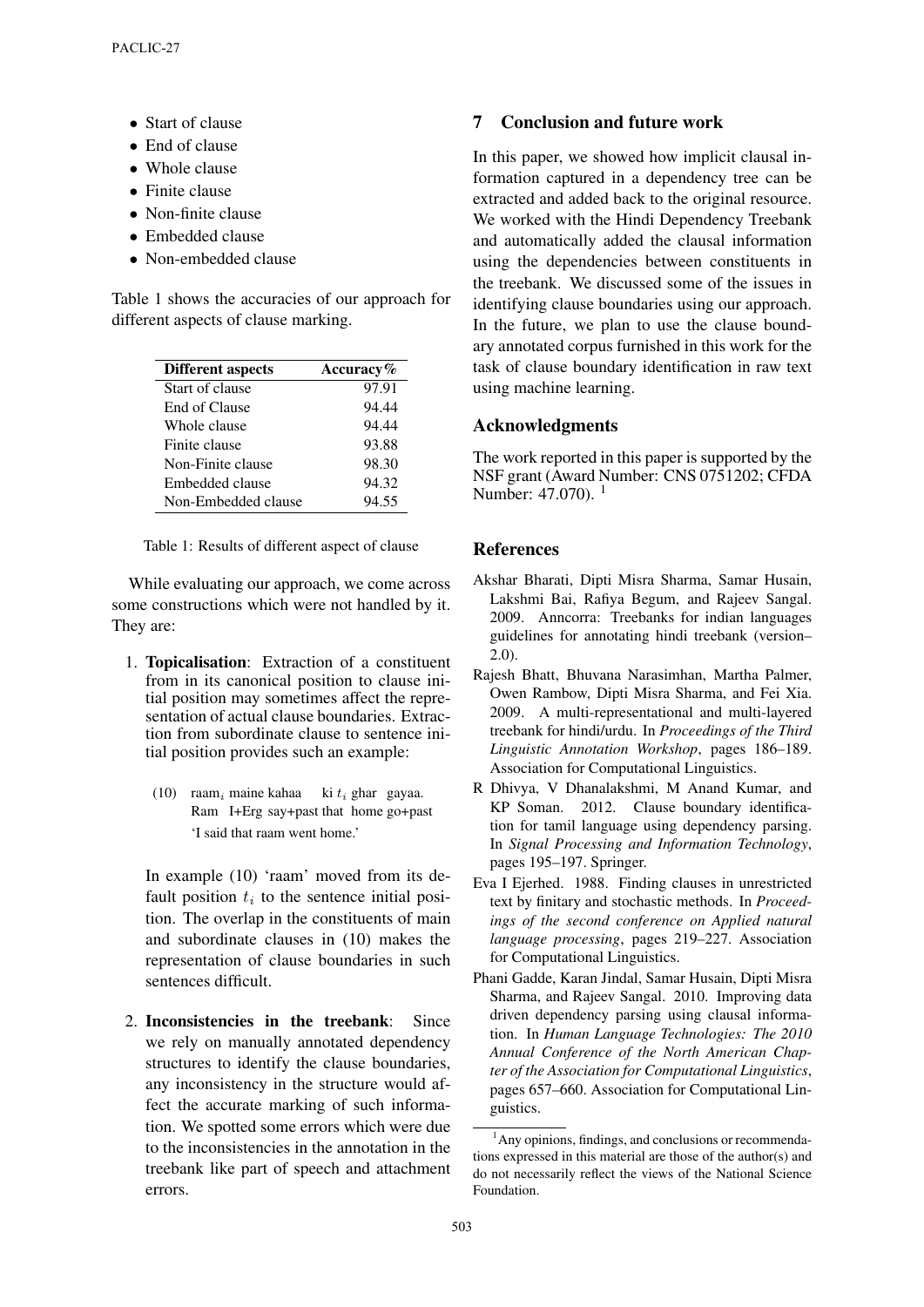- Start of clause
- End of clause
- Whole clause
- Finite clause
- Non-finite clause
- Embedded clause
- Non-embedded clause

Table 1 shows the accuracies of our approach for different aspects of clause marking.

| Different aspects | Accuracy% |
|---|---|
| Start of clause | 97.91 |
| End of Clause | 94.44 |
| Whole clause | 94.44 |
| Finite clause | 93.88 |
| Non-Finite clause | 98.30 |
| Embedded clause | 94.32 |
| Non-Embedded clause | 94.55 |

Table 1: Results of different aspect of clause

While evaluating our approach, we come across some constructions which were not handled by it. They are:

1. **Topicalisation**: Extraction of a constituent from in its canonical position to clause initial position may sometimes affect the representation of actual clause boundaries. Extraction from subordinate clause to sentence initial position provides such an example:

   (10) raam$_i$ maine kahaa ki $t_i$ ghar gayaa.
   Ram I+Erg say+past that home go+past
   'I said that raam went home.'

   In example (10) 'raam' moved from its default position $t_i$ to the sentence initial position. The overlap in the constituents of main and subordinate clauses in (10) makes the representation of clause boundaries in such sentences difficult.

2. **Inconsistencies in the treebank**: Since we rely on manually annotated dependency structures to identify the clause boundaries, any inconsistency in the structure would affect the accurate marking of such information. We spotted some errors which were due to the inconsistencies in the annotation in the treebank like part of speech and attachment errors.

## 7 Conclusion and future work

In this paper, we showed how implicit clausal information captured in a dependency tree can be extracted and added back to the original resource. We worked with the Hindi Dependency Treebank and automatically added the clausal information using the dependencies between constituents in the treebank. We discussed some of the issues in identifying clause boundaries using our approach. In the future, we plan to use the clause boundary annotated corpus furnished in this work for the task of clause boundary identification in raw text using machine learning.

## Acknowledgments

The work reported in this paper is supported by the NSF grant (Award Number: CNS 0751202; CFDA Number: 47.070). [1]

## References

Akshar Bharati, Dipti Misra Sharma, Samar Husain, Lakshmi Bai, Rafiya Begum, and Rajeev Sangal. 2009. Anncorra: Treebanks for indian languages guidelines for annotating hindi treebank (version–2.0).

Rajesh Bhatt, Bhuvana Narasimhan, Martha Palmer, Owen Rambow, Dipti Misra Sharma, and Fei Xia. 2009. A multi-representational and multi-layered treebank for hindi/urdu. In *Proceedings of the Third Linguistic Annotation Workshop*, pages 186–189. Association for Computational Linguistics.

R Dhivya, V Dhanalakshmi, M Anand Kumar, and KP Soman. 2012. Clause boundary identification for tamil language using dependency parsing. In *Signal Processing and Information Technology*, pages 195–197. Springer.

Eva I Ejerhed. 1988. Finding clauses in unrestricted text by finitary and stochastic methods. In *Proceedings of the second conference on Applied natural language processing*, pages 219–227. Association for Computational Linguistics.

Phani Gadde, Karan Jindal, Samar Husain, Dipti Misra Sharma, and Rajeev Sangal. 2010. Improving data driven dependency parsing using clausal information. In *Human Language Technologies: The 2010 Annual Conference of the North American Chapter of the Association for Computational Linguistics*, pages 657–660. Association for Computational Linguistics.

[1] Any opinions, findings, and conclusions or recommendations expressed in this material are those of the author(s) and do not necessarily reflect the views of the National Science Foundation.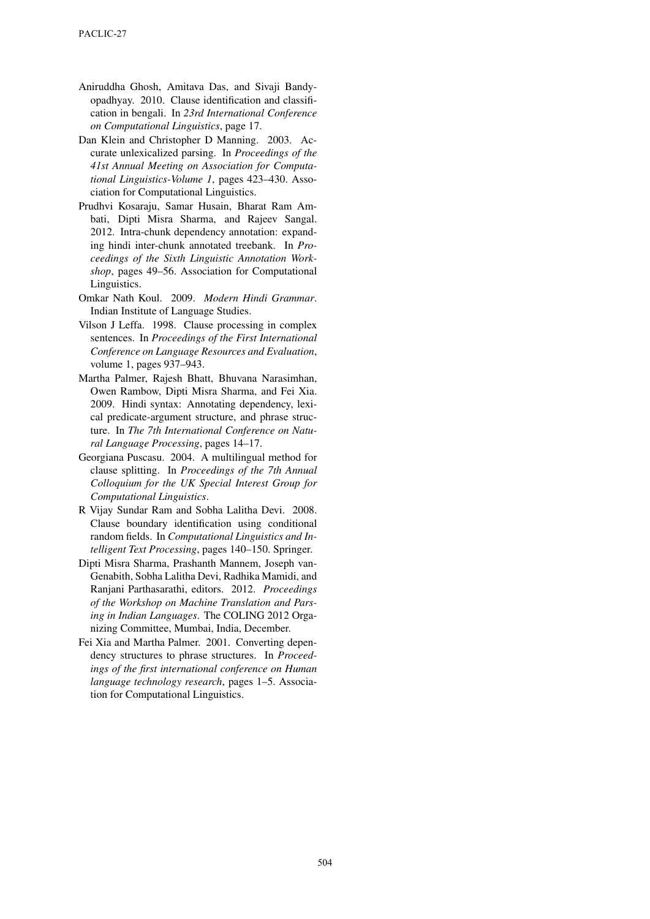Aniruddha Ghosh, Amitava Das, and Sivaji Bandyopadhyay. 2010. Clause identification and classification in bengali. In *23rd International Conference on Computational Linguistics*, page 17.

Dan Klein and Christopher D Manning. 2003. Accurate unlexicalized parsing. In *Proceedings of the 41st Annual Meeting on Association for Computational Linguistics-Volume 1*, pages 423–430. Association for Computational Linguistics.

Prudhvi Kosaraju, Samar Husain, Bharat Ram Ambati, Dipti Misra Sharma, and Rajeev Sangal. 2012. Intra-chunk dependency annotation: expanding hindi inter-chunk annotated treebank. In *Proceedings of the Sixth Linguistic Annotation Workshop*, pages 49–56. Association for Computational Linguistics.

Omkar Nath Koul. 2009. *Modern Hindi Grammar*. Indian Institute of Language Studies.

Vilson J Leffa. 1998. Clause processing in complex sentences. In *Proceedings of the First International Conference on Language Resources and Evaluation*, volume 1, pages 937–943.

Martha Palmer, Rajesh Bhatt, Bhuvana Narasimhan, Owen Rambow, Dipti Misra Sharma, and Fei Xia. 2009. Hindi syntax: Annotating dependency, lexical predicate-argument structure, and phrase structure. In *The 7th International Conference on Natural Language Processing*, pages 14–17.

Georgiana Puscasu. 2004. A multilingual method for clause splitting. In *Proceedings of the 7th Annual Colloquium for the UK Special Interest Group for Computational Linguistics*.

R Vijay Sundar Ram and Sobha Lalitha Devi. 2008. Clause boundary identification using conditional random fields. In *Computational Linguistics and Intelligent Text Processing*, pages 140–150. Springer.

Dipti Misra Sharma, Prashanth Mannem, Joseph van-Genabith, Sobha Lalitha Devi, Radhika Mamidi, and Ranjani Parthasarathi, editors. 2012. *Proceedings of the Workshop on Machine Translation and Parsing in Indian Languages*. The COLING 2012 Organizing Committee, Mumbai, India, December.

Fei Xia and Martha Palmer. 2001. Converting dependency structures to phrase structures. In *Proceedings of the first international conference on Human language technology research*, pages 1–5. Association for Computational Linguistics.